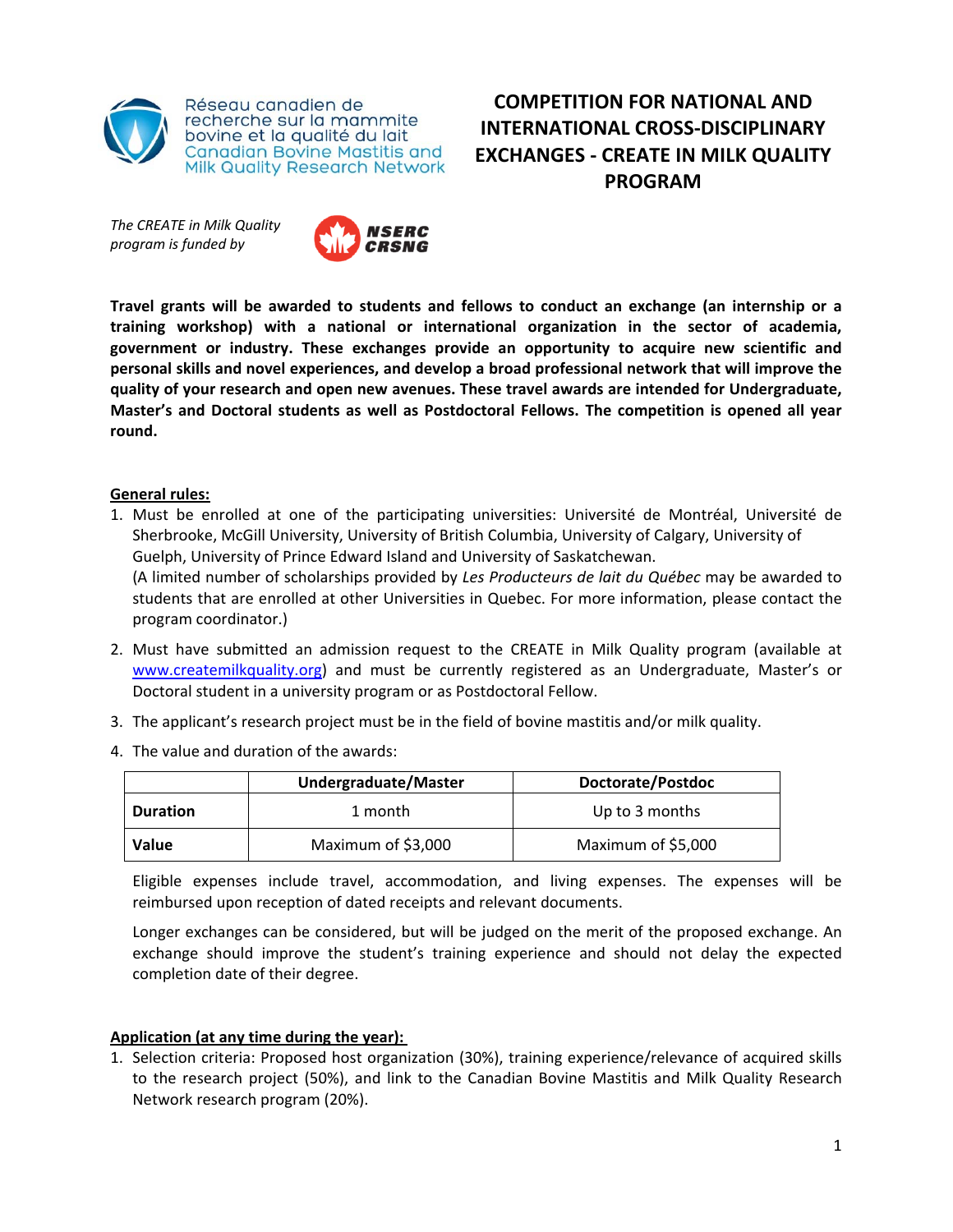Réseau canadien de recherche sur la mammite bovine et la qualité du lait
Canadian Bovine Mastitis and Milk Quality Research Network

# COMPETITION FOR NATIONAL AND INTERNATIONAL CROSS-DISCIPLINARY EXCHANGES - CREATE IN MILK QUALITY PROGRAM

*The CREATE in Milk Quality program is funded by* NSERC CRSNG

**Travel grants will be awarded to students and fellows to conduct an exchange (an internship or a training workshop) with a national or international organization in the sector of academia, government or industry. These exchanges provide an opportunity to acquire new scientific and personal skills and novel experiences, and develop a broad professional network that will improve the quality of your research and open new avenues. These travel awards are intended for Undergraduate, Master's and Doctoral students as well as Postdoctoral Fellows. The competition is opened all year round.**

## General rules:

1. Must be enrolled at one of the participating universities: Université de Montréal, Université de Sherbrooke, McGill University, University of British Columbia, University of Calgary, University of Guelph, University of Prince Edward Island and University of Saskatchewan.
   (A limited number of scholarships provided by *Les Producteurs de lait du Québec* may be awarded to students that are enrolled at other Universities in Quebec. For more information, please contact the program coordinator.)
2. Must have submitted an admission request to the CREATE in Milk Quality program (available at www.createmilkquality.org) and must be currently registered as an Undergraduate, Master's or Doctoral student in a university program or as Postdoctoral Fellow.
3. The applicant's research project must be in the field of bovine mastitis and/or milk quality.
4. The value and duration of the awards:

| | Undergraduate/Master | Doctorate/Postdoc |
|---|---|---|
| **Duration** | 1 month | Up to 3 months |
| **Value** | Maximum of $3,000 | Maximum of $5,000 |

   Eligible expenses include travel, accommodation, and living expenses. The expenses will be reimbursed upon reception of dated receipts and relevant documents.

   Longer exchanges can be considered, but will be judged on the merit of the proposed exchange. An exchange should improve the student's training experience and should not delay the expected completion date of their degree.

## Application (at any time during the year):

1. Selection criteria: Proposed host organization (30%), training experience/relevance of acquired skills to the research project (50%), and link to the Canadian Bovine Mastitis and Milk Quality Research Network research program (20%).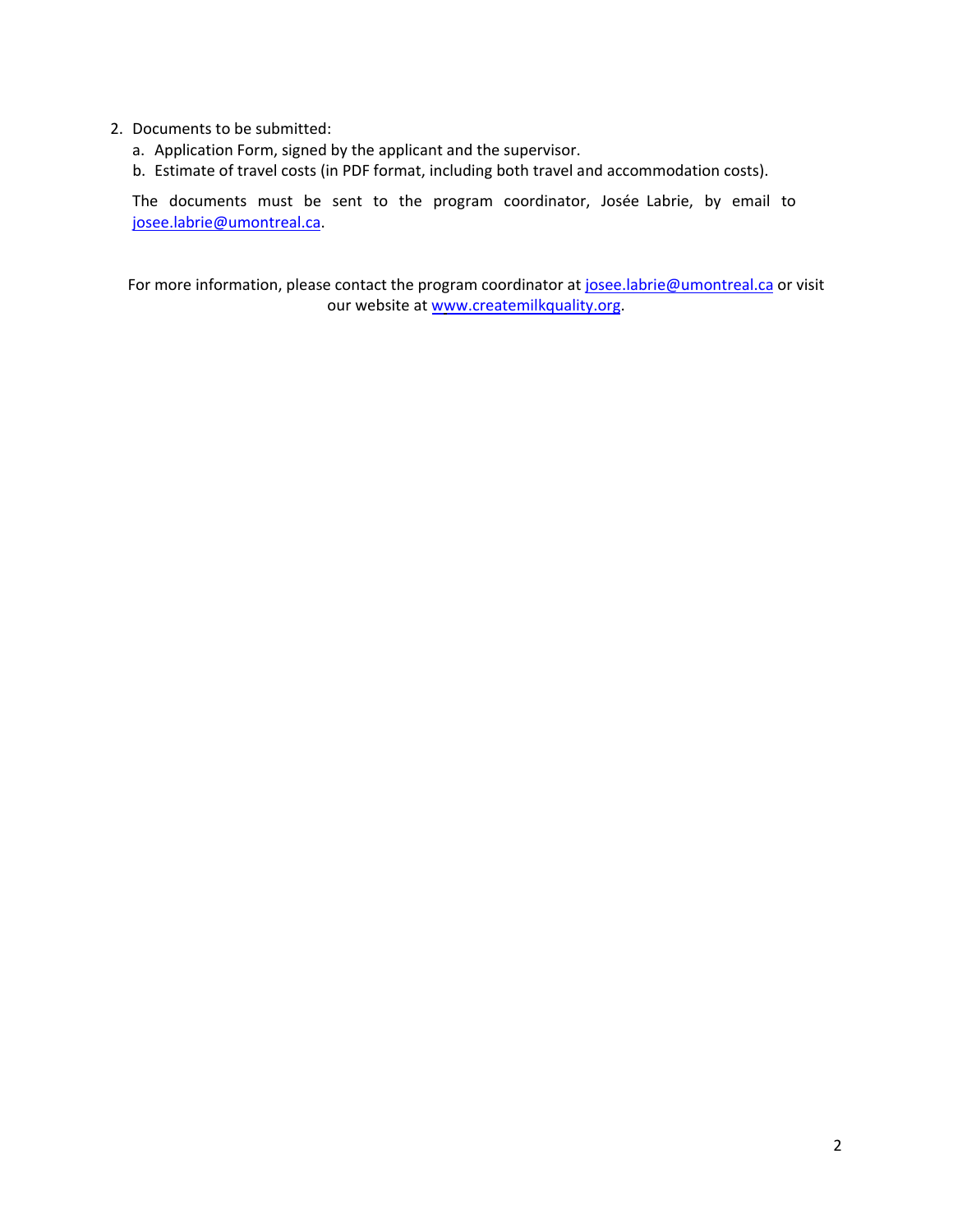2. Documents to be submitted:
   a. Application Form, signed by the applicant and the supervisor.
   b. Estimate of travel costs (in PDF format, including both travel and accommodation costs).

   The documents must be sent to the program coordinator, Josée Labrie, by email to josee.labrie@umontreal.ca.

For more information, please contact the program coordinator at josee.labrie@umontreal.ca or visit our website at www.createmilkquality.org.